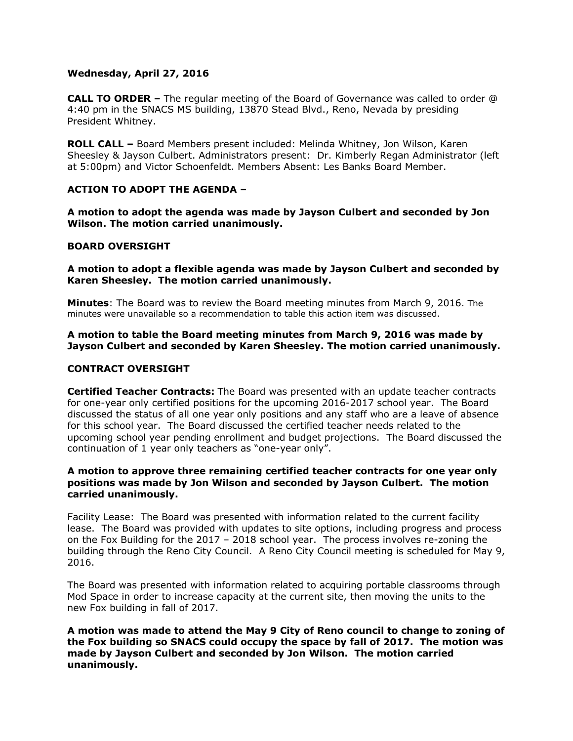**Wednesday, April 27, 2016**

**CALL TO ORDER –** The regular meeting of the Board of Governance was called to order @ 4:40 pm in the SNACS MS building, 13870 Stead Blvd., Reno, Nevada by presiding President Whitney.

**ROLL CALL –** Board Members present included: Melinda Whitney, Jon Wilson, Karen Sheesley & Jayson Culbert. Administrators present: Dr. Kimberly Regan Administrator (left at 5:00pm) and Victor Schoenfeldt. Members Absent: Les Banks Board Member.

**ACTION TO ADOPT THE AGENDA –**

**A motion to adopt the agenda was made by Jayson Culbert and seconded by Jon Wilson. The motion carried unanimously.**

**BOARD OVERSIGHT**

**A motion to adopt a flexible agenda was made by Jayson Culbert and seconded by Karen Sheesley. The motion carried unanimously.**

**Minutes**: The Board was to review the Board meeting minutes from March 9, 2016. The minutes were unavailable so a recommendation to table this action item was discussed.

**A motion to table the Board meeting minutes from March 9, 2016 was made by Jayson Culbert and seconded by Karen Sheesley. The motion carried unanimously.**

**CONTRACT OVERSIGHT**

**Certified Teacher Contracts:** The Board was presented with an update teacher contracts for one-year only certified positions for the upcoming 2016-2017 school year. The Board discussed the status of all one year only positions and any staff who are a leave of absence for this school year. The Board discussed the certified teacher needs related to the upcoming school year pending enrollment and budget projections. The Board discussed the continuation of 1 year only teachers as "one-year only".

**A motion to approve three remaining certified teacher contracts for one year only positions was made by Jon Wilson and seconded by Jayson Culbert. The motion carried unanimously.**

Facility Lease: The Board was presented with information related to the current facility lease. The Board was provided with updates to site options, including progress and process on the Fox Building for the 2017 – 2018 school year. The process involves re-zoning the building through the Reno City Council. A Reno City Council meeting is scheduled for May 9, 2016.

The Board was presented with information related to acquiring portable classrooms through Mod Space in order to increase capacity at the current site, then moving the units to the new Fox building in fall of 2017.

**A motion was made to attend the May 9 City of Reno council to change to zoning of the Fox building so SNACS could occupy the space by fall of 2017. The motion was made by Jayson Culbert and seconded by Jon Wilson. The motion carried unanimously.**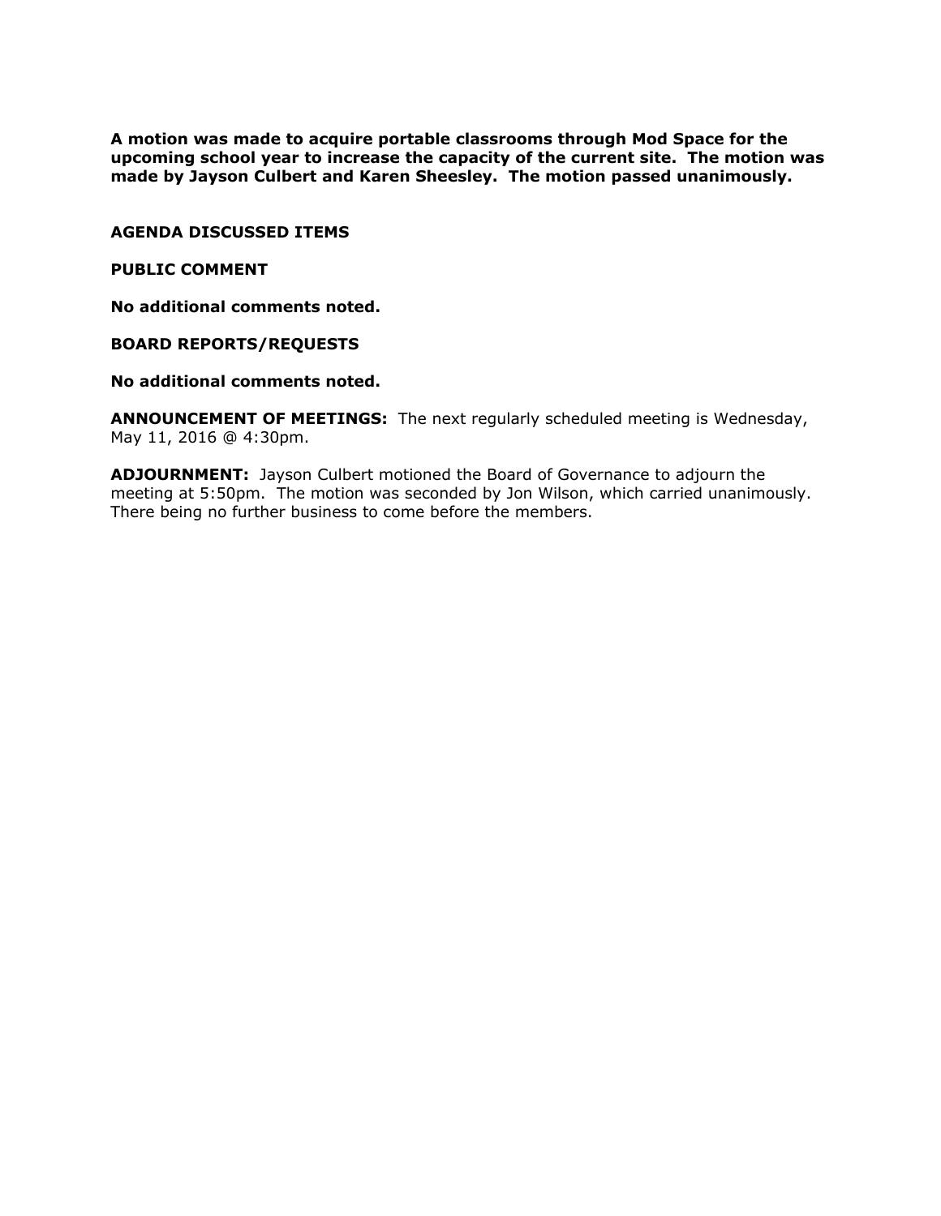**A motion was made to acquire portable classrooms through Mod Space for the upcoming school year to increase the capacity of the current site. The motion was made by Jayson Culbert and Karen Sheesley. The motion passed unanimously.**

**AGENDA DISCUSSED ITEMS**

**PUBLIC COMMENT**

**No additional comments noted.**

**BOARD REPORTS/REQUESTS**

**No additional comments noted.**

**ANNOUNCEMENT OF MEETINGS:** The next regularly scheduled meeting is Wednesday, May 11, 2016 @ 4:30pm.

**ADJOURNMENT:** Jayson Culbert motioned the Board of Governance to adjourn the meeting at 5:50pm. The motion was seconded by Jon Wilson, which carried unanimously. There being no further business to come before the members.